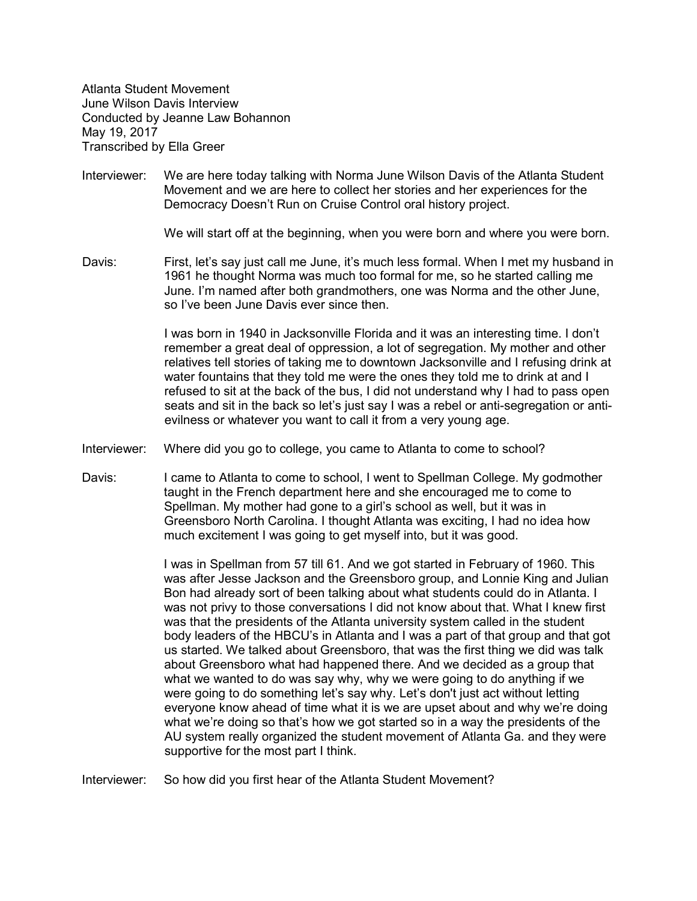Atlanta Student Movement
June Wilson Davis Interview
Conducted by Jeanne Law Bohannon
May 19, 2017
Transcribed by Ella Greer

Interviewer: We are here today talking with Norma June Wilson Davis of the Atlanta Student Movement and we are here to collect her stories and her experiences for the Democracy Doesn't Run on Cruise Control oral history project.

We will start off at the beginning, when you were born and where you were born.

Davis: First, let's say just call me June, it's much less formal. When I met my husband in 1961 he thought Norma was much too formal for me, so he started calling me June. I'm named after both grandmothers, one was Norma and the other June, so I've been June Davis ever since then.

I was born in 1940 in Jacksonville Florida and it was an interesting time. I don't remember a great deal of oppression, a lot of segregation. My mother and other relatives tell stories of taking me to downtown Jacksonville and I refusing drink at water fountains that they told me were the ones they told me to drink at and I refused to sit at the back of the bus, I did not understand why I had to pass open seats and sit in the back so let's just say I was a rebel or anti-segregation or anti-evilness or whatever you want to call it from a very young age.

Interviewer: Where did you go to college, you came to Atlanta to come to school?

Davis: I came to Atlanta to come to school, I went to Spellman College. My godmother taught in the French department here and she encouraged me to come to Spellman. My mother had gone to a girl's school as well, but it was in Greensboro North Carolina. I thought Atlanta was exciting, I had no idea how much excitement I was going to get myself into, but it was good.

I was in Spellman from 57 till 61. And we got started in February of 1960. This was after Jesse Jackson and the Greensboro group, and Lonnie King and Julian Bon had already sort of been talking about what students could do in Atlanta. I was not privy to those conversations I did not know about that. What I knew first was that the presidents of the Atlanta university system called in the student body leaders of the HBCU's in Atlanta and I was a part of that group and that got us started. We talked about Greensboro, that was the first thing we did was talk about Greensboro what had happened there. And we decided as a group that what we wanted to do was say why, why we were going to do anything if we were going to do something let's say why. Let's don't just act without letting everyone know ahead of time what it is we are upset about and why we're doing what we're doing so that's how we got started so in a way the presidents of the AU system really organized the student movement of Atlanta Ga. and they were supportive for the most part I think.

Interviewer: So how did you first hear of the Atlanta Student Movement?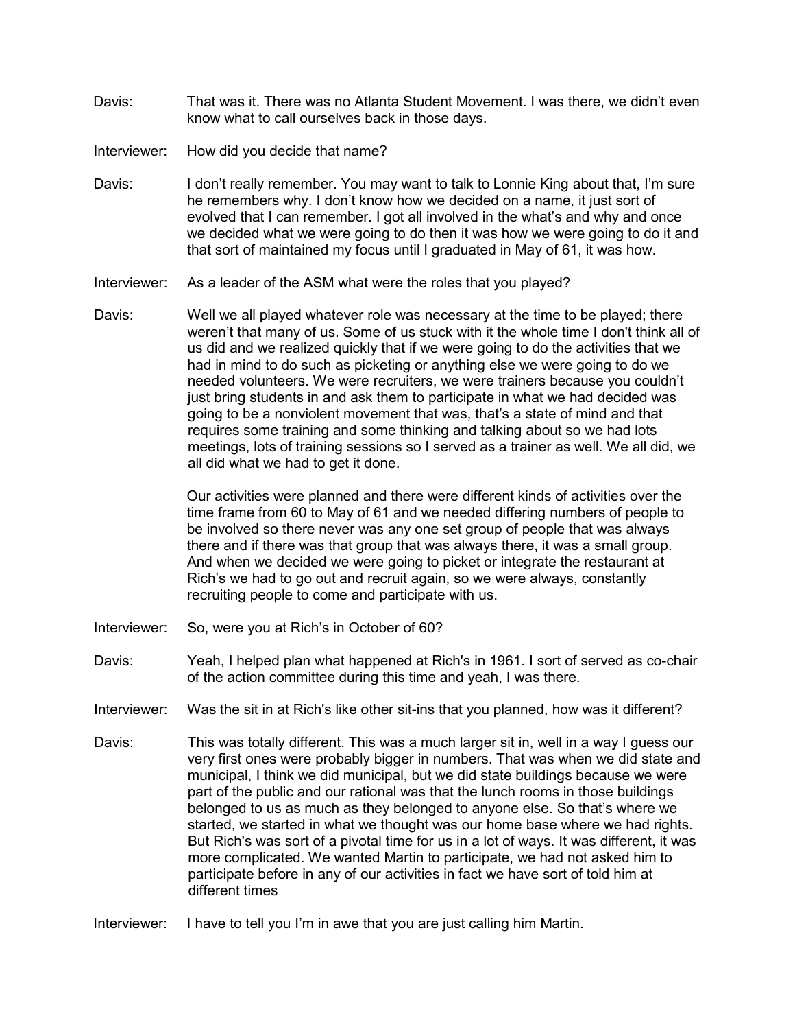Davis: That was it. There was no Atlanta Student Movement. I was there, we didn't even know what to call ourselves back in those days.

Interviewer: How did you decide that name?

Davis: I don't really remember. You may want to talk to Lonnie King about that, I'm sure he remembers why. I don't know how we decided on a name, it just sort of evolved that I can remember. I got all involved in the what's and why and once we decided what we were going to do then it was how we were going to do it and that sort of maintained my focus until I graduated in May of 61, it was how.

Interviewer: As a leader of the ASM what were the roles that you played?

Davis: Well we all played whatever role was necessary at the time to be played; there weren't that many of us. Some of us stuck with it the whole time I don't think all of us did and we realized quickly that if we were going to do the activities that we had in mind to do such as picketing or anything else we were going to do we needed volunteers. We were recruiters, we were trainers because you couldn't just bring students in and ask them to participate in what we had decided was going to be a nonviolent movement that was, that's a state of mind and that requires some training and some thinking and talking about so we had lots meetings, lots of training sessions so I served as a trainer as well. We all did, we all did what we had to get it done.

Our activities were planned and there were different kinds of activities over the time frame from 60 to May of 61 and we needed differing numbers of people to be involved so there never was any one set group of people that was always there and if there was that group that was always there, it was a small group. And when we decided we were going to picket or integrate the restaurant at Rich's we had to go out and recruit again, so we were always, constantly recruiting people to come and participate with us.

Interviewer: So, were you at Rich's in October of 60?

Davis: Yeah, I helped plan what happened at Rich's in 1961. I sort of served as co-chair of the action committee during this time and yeah, I was there.

Interviewer: Was the sit in at Rich's like other sit-ins that you planned, how was it different?

Davis: This was totally different. This was a much larger sit in, well in a way I guess our very first ones were probably bigger in numbers. That was when we did state and municipal, I think we did municipal, but we did state buildings because we were part of the public and our rational was that the lunch rooms in those buildings belonged to us as much as they belonged to anyone else. So that's where we started, we started in what we thought was our home base where we had rights. But Rich's was sort of a pivotal time for us in a lot of ways. It was different, it was more complicated. We wanted Martin to participate, we had not asked him to participate before in any of our activities in fact we have sort of told him at different times

Interviewer: I have to tell you I'm in awe that you are just calling him Martin.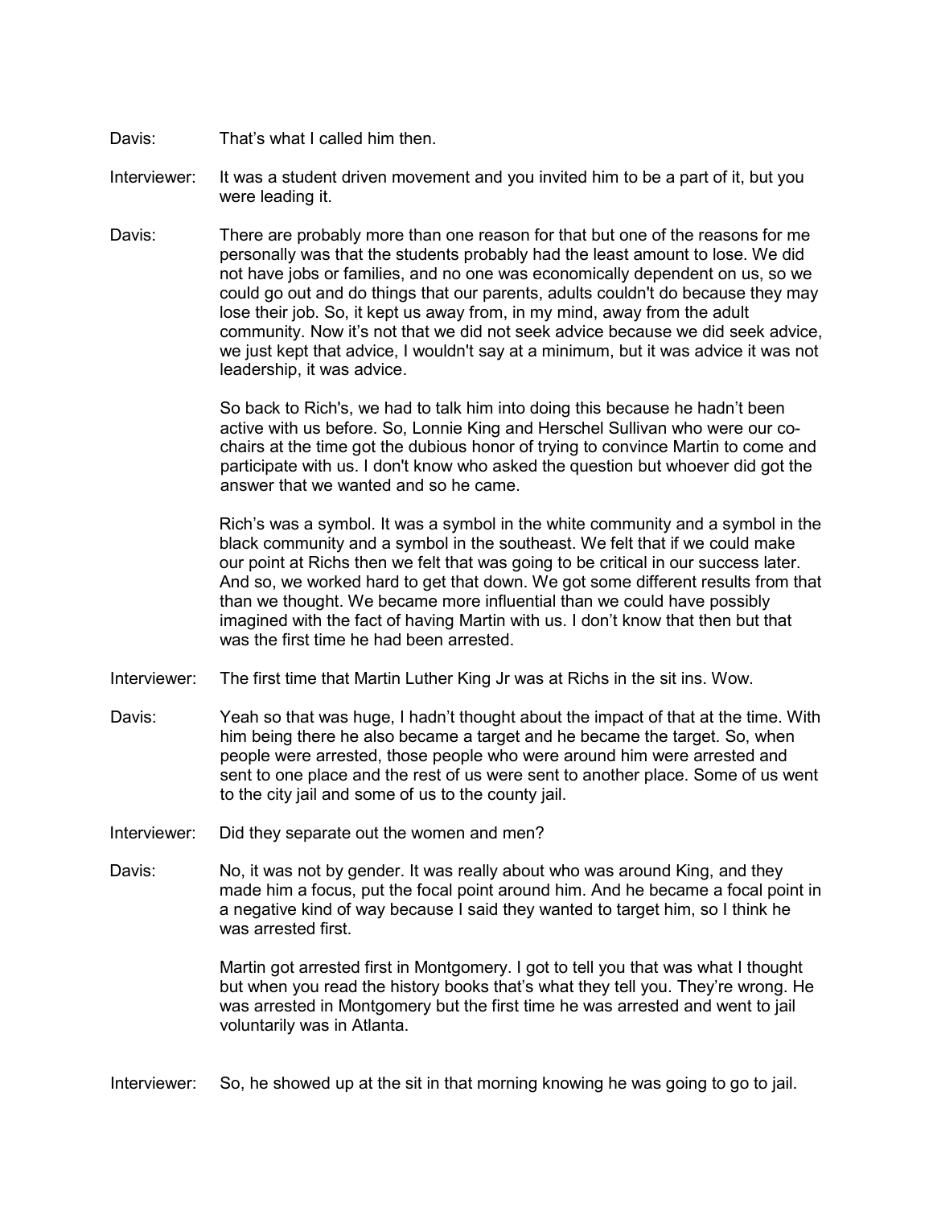Davis: That's what I called him then.

Interviewer: It was a student driven movement and you invited him to be a part of it, but you were leading it.

Davis: There are probably more than one reason for that but one of the reasons for me personally was that the students probably had the least amount to lose. We did not have jobs or families, and no one was economically dependent on us, so we could go out and do things that our parents, adults couldn't do because they may lose their job. So, it kept us away from, in my mind, away from the adult community. Now it's not that we did not seek advice because we did seek advice, we just kept that advice, I wouldn't say at a minimum, but it was advice it was not leadership, it was advice.

So back to Rich's, we had to talk him into doing this because he hadn't been active with us before. So, Lonnie King and Herschel Sullivan who were our co-chairs at the time got the dubious honor of trying to convince Martin to come and participate with us. I don't know who asked the question but whoever did got the answer that we wanted and so he came.

Rich's was a symbol. It was a symbol in the white community and a symbol in the black community and a symbol in the southeast. We felt that if we could make our point at Richs then we felt that was going to be critical in our success later. And so, we worked hard to get that down. We got some different results from that than we thought. We became more influential than we could have possibly imagined with the fact of having Martin with us. I don't know that then but that was the first time he had been arrested.

Interviewer: The first time that Martin Luther King Jr was at Richs in the sit ins. Wow.

Davis: Yeah so that was huge, I hadn't thought about the impact of that at the time. With him being there he also became a target and he became the target. So, when people were arrested, those people who were around him were arrested and sent to one place and the rest of us were sent to another place. Some of us went to the city jail and some of us to the county jail.

Interviewer: Did they separate out the women and men?

Davis: No, it was not by gender. It was really about who was around King, and they made him a focus, put the focal point around him. And he became a focal point in a negative kind of way because I said they wanted to target him, so I think he was arrested first.

Martin got arrested first in Montgomery. I got to tell you that was what I thought but when you read the history books that's what they tell you. They're wrong. He was arrested in Montgomery but the first time he was arrested and went to jail voluntarily was in Atlanta.

Interviewer: So, he showed up at the sit in that morning knowing he was going to go to jail.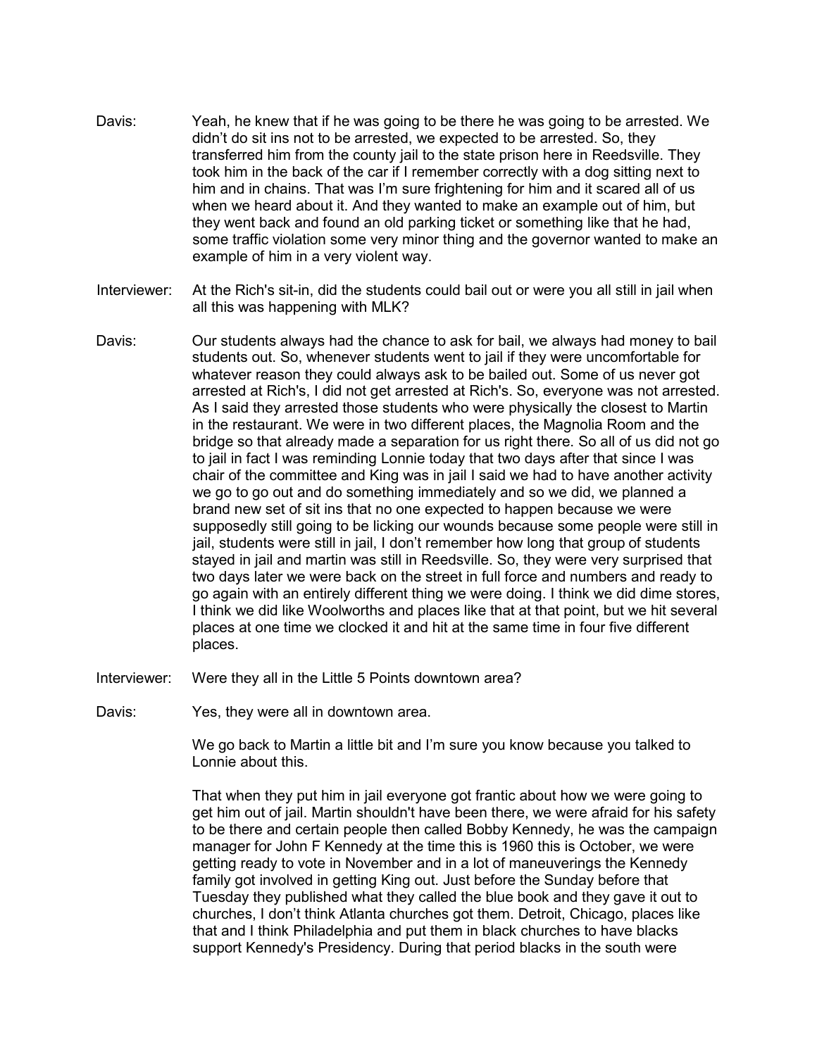Davis: Yeah, he knew that if he was going to be there he was going to be arrested. We didn't do sit ins not to be arrested, we expected to be arrested. So, they transferred him from the county jail to the state prison here in Reedsville. They took him in the back of the car if I remember correctly with a dog sitting next to him and in chains. That was I'm sure frightening for him and it scared all of us when we heard about it. And they wanted to make an example out of him, but they went back and found an old parking ticket or something like that he had, some traffic violation some very minor thing and the governor wanted to make an example of him in a very violent way.

Interviewer: At the Rich's sit-in, did the students could bail out or were you all still in jail when all this was happening with MLK?

Davis: Our students always had the chance to ask for bail, we always had money to bail students out. So, whenever students went to jail if they were uncomfortable for whatever reason they could always ask to be bailed out. Some of us never got arrested at Rich's, I did not get arrested at Rich's. So, everyone was not arrested. As I said they arrested those students who were physically the closest to Martin in the restaurant. We were in two different places, the Magnolia Room and the bridge so that already made a separation for us right there. So all of us did not go to jail in fact I was reminding Lonnie today that two days after that since I was chair of the committee and King was in jail I said we had to have another activity we go to go out and do something immediately and so we did, we planned a brand new set of sit ins that no one expected to happen because we were supposedly still going to be licking our wounds because some people were still in jail, students were still in jail, I don't remember how long that group of students stayed in jail and martin was still in Reedsville. So, they were very surprised that two days later we were back on the street in full force and numbers and ready to go again with an entirely different thing we were doing. I think we did dime stores, I think we did like Woolworths and places like that at that point, but we hit several places at one time we clocked it and hit at the same time in four five different places.

Interviewer: Were they all in the Little 5 Points downtown area?

Davis: Yes, they were all in downtown area.

We go back to Martin a little bit and I'm sure you know because you talked to Lonnie about this.

That when they put him in jail everyone got frantic about how we were going to get him out of jail. Martin shouldn't have been there, we were afraid for his safety to be there and certain people then called Bobby Kennedy, he was the campaign manager for John F Kennedy at the time this is 1960 this is October, we were getting ready to vote in November and in a lot of maneuverings the Kennedy family got involved in getting King out. Just before the Sunday before that Tuesday they published what they called the blue book and they gave it out to churches, I don't think Atlanta churches got them. Detroit, Chicago, places like that and I think Philadelphia and put them in black churches to have blacks support Kennedy's Presidency. During that period blacks in the south were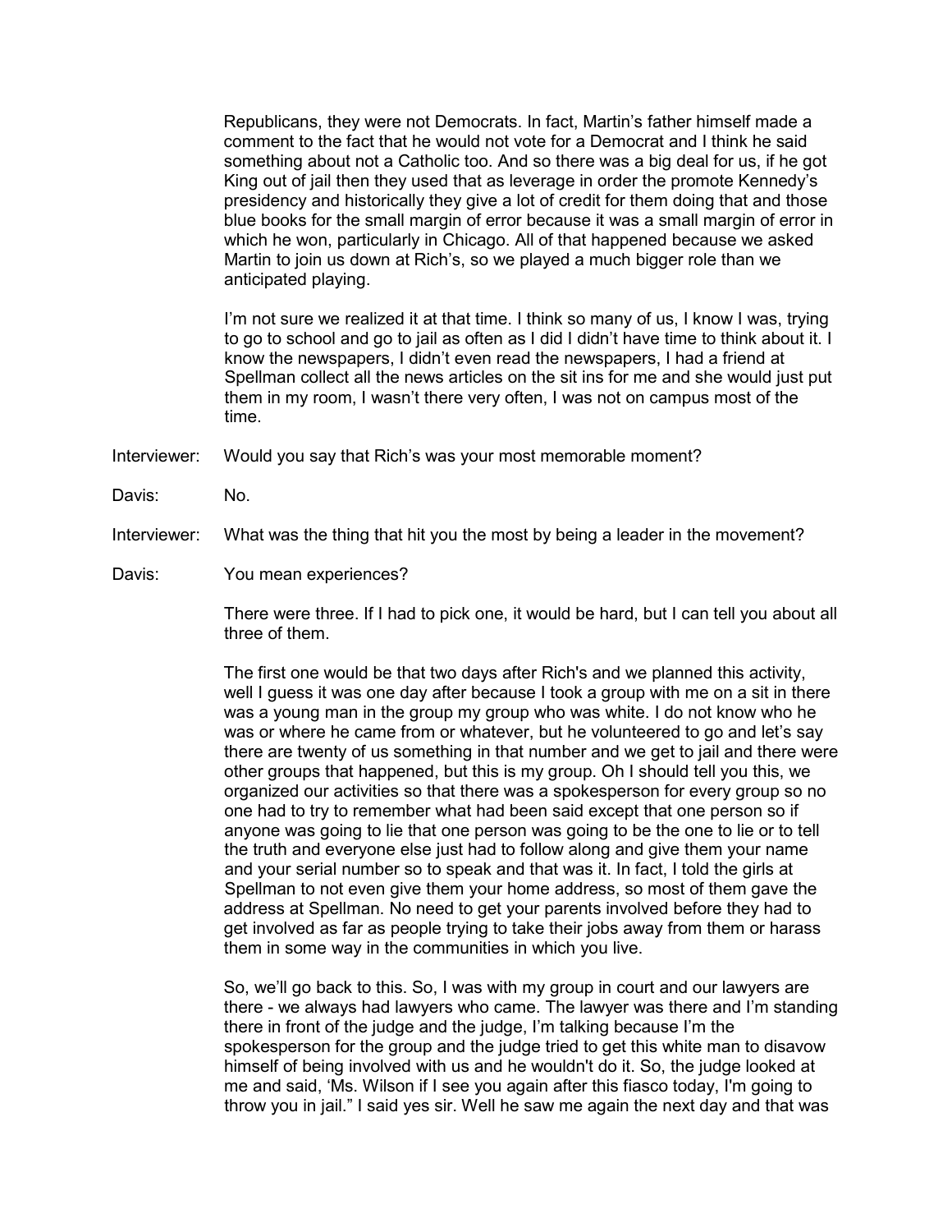Republicans, they were not Democrats. In fact, Martin's father himself made a comment to the fact that he would not vote for a Democrat and I think he said something about not a Catholic too. And so there was a big deal for us, if he got King out of jail then they used that as leverage in order the promote Kennedy's presidency and historically they give a lot of credit for them doing that and those blue books for the small margin of error because it was a small margin of error in which he won, particularly in Chicago. All of that happened because we asked Martin to join us down at Rich's, so we played a much bigger role than we anticipated playing.

I'm not sure we realized it at that time. I think so many of us, I know I was, trying to go to school and go to jail as often as I did I didn't have time to think about it. I know the newspapers, I didn't even read the newspapers, I had a friend at Spellman collect all the news articles on the sit ins for me and she would just put them in my room, I wasn't there very often, I was not on campus most of the time.

Interviewer: Would you say that Rich's was your most memorable moment?

Davis: No.

Interviewer: What was the thing that hit you the most by being a leader in the movement?

Davis: You mean experiences?

There were three. If I had to pick one, it would be hard, but I can tell you about all three of them.

The first one would be that two days after Rich's and we planned this activity, well I guess it was one day after because I took a group with me on a sit in there was a young man in the group my group who was white. I do not know who he was or where he came from or whatever, but he volunteered to go and let's say there are twenty of us something in that number and we get to jail and there were other groups that happened, but this is my group. Oh I should tell you this, we organized our activities so that there was a spokesperson for every group so no one had to try to remember what had been said except that one person so if anyone was going to lie that one person was going to be the one to lie or to tell the truth and everyone else just had to follow along and give them your name and your serial number so to speak and that was it. In fact, I told the girls at Spellman to not even give them your home address, so most of them gave the address at Spellman. No need to get your parents involved before they had to get involved as far as people trying to take their jobs away from them or harass them in some way in the communities in which you live.

So, we'll go back to this. So, I was with my group in court and our lawyers are there - we always had lawyers who came. The lawyer was there and I'm standing there in front of the judge and the judge, I'm talking because I'm the spokesperson for the group and the judge tried to get this white man to disavow himself of being involved with us and he wouldn't do it. So, the judge looked at me and said, 'Ms. Wilson if I see you again after this fiasco today, I'm going to throw you in jail." I said yes sir. Well he saw me again the next day and that was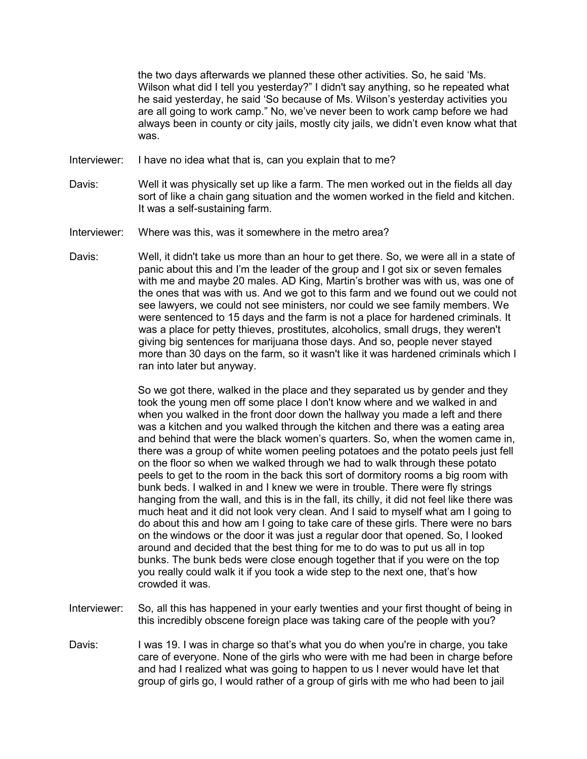the two days afterwards we planned these other activities. So, he said 'Ms. Wilson what did I tell you yesterday?" I didn't say anything, so he repeated what he said yesterday, he said 'So because of Ms. Wilson's yesterday activities you are all going to work camp." No, we've never been to work camp before we had always been in county or city jails, mostly city jails, we didn't even know what that was.

Interviewer: I have no idea what that is, can you explain that to me?

Davis: Well it was physically set up like a farm. The men worked out in the fields all day sort of like a chain gang situation and the women worked in the field and kitchen. It was a self-sustaining farm.

Interviewer: Where was this, was it somewhere in the metro area?

Davis: Well, it didn't take us more than an hour to get there. So, we were all in a state of panic about this and I'm the leader of the group and I got six or seven females with me and maybe 20 males. AD King, Martin's brother was with us, was one of the ones that was with us. And we got to this farm and we found out we could not see lawyers, we could not see ministers, nor could we see family members. We were sentenced to 15 days and the farm is not a place for hardened criminals. It was a place for petty thieves, prostitutes, alcoholics, small drugs, they weren't giving big sentences for marijuana those days. And so, people never stayed more than 30 days on the farm, so it wasn't like it was hardened criminals which I ran into later but anyway.

So we got there, walked in the place and they separated us by gender and they took the young men off some place I don't know where and we walked in and when you walked in the front door down the hallway you made a left and there was a kitchen and you walked through the kitchen and there was a eating area and behind that were the black women's quarters. So, when the women came in, there was a group of white women peeling potatoes and the potato peels just fell on the floor so when we walked through we had to walk through these potato peels to get to the room in the back this sort of dormitory rooms a big room with bunk beds. I walked in and I knew we were in trouble. There were fly strings hanging from the wall, and this is in the fall, its chilly, it did not feel like there was much heat and it did not look very clean. And I said to myself what am I going to do about this and how am I going to take care of these girls. There were no bars on the windows or the door it was just a regular door that opened. So, I looked around and decided that the best thing for me to do was to put us all in top bunks. The bunk beds were close enough together that if you were on the top you really could walk it if you took a wide step to the next one, that's how crowded it was.

Interviewer: So, all this has happened in your early twenties and your first thought of being in this incredibly obscene foreign place was taking care of the people with you?

Davis: I was 19. I was in charge so that's what you do when you're in charge, you take care of everyone. None of the girls who were with me had been in charge before and had I realized what was going to happen to us I never would have let that group of girls go, I would rather of a group of girls with me who had been to jail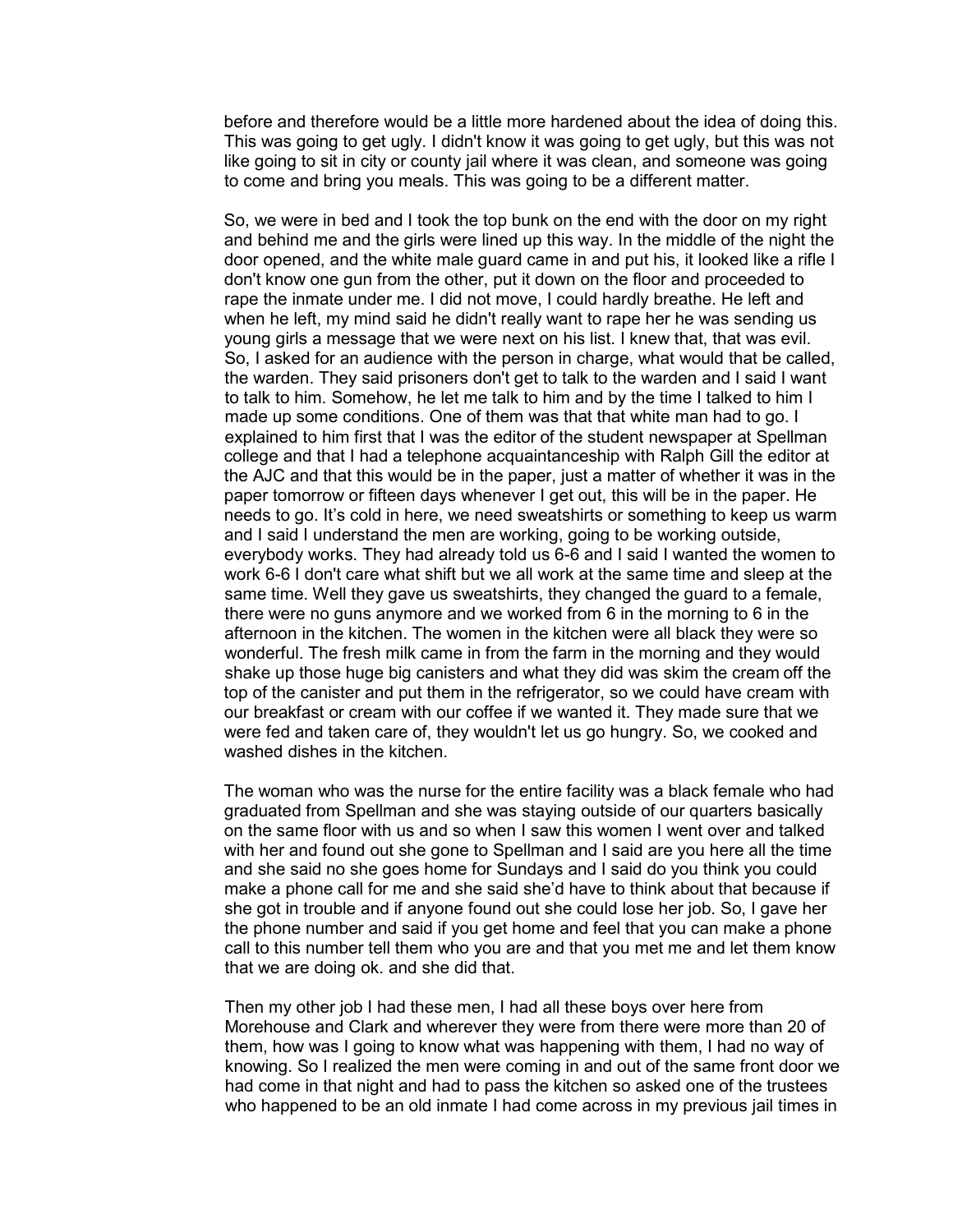before and therefore would be a little more hardened about the idea of doing this. This was going to get ugly. I didn't know it was going to get ugly, but this was not like going to sit in city or county jail where it was clean, and someone was going to come and bring you meals. This was going to be a different matter.

So, we were in bed and I took the top bunk on the end with the door on my right and behind me and the girls were lined up this way. In the middle of the night the door opened, and the white male guard came in and put his, it looked like a rifle I don't know one gun from the other, put it down on the floor and proceeded to rape the inmate under me. I did not move, I could hardly breathe. He left and when he left, my mind said he didn't really want to rape her he was sending us young girls a message that we were next on his list. I knew that, that was evil. So, I asked for an audience with the person in charge, what would that be called, the warden. They said prisoners don't get to talk to the warden and I said I want to talk to him. Somehow, he let me talk to him and by the time I talked to him I made up some conditions. One of them was that that white man had to go. I explained to him first that I was the editor of the student newspaper at Spellman college and that I had a telephone acquaintanceship with Ralph Gill the editor at the AJC and that this would be in the paper, just a matter of whether it was in the paper tomorrow or fifteen days whenever I get out, this will be in the paper. He needs to go. It's cold in here, we need sweatshirts or something to keep us warm and I said I understand the men are working, going to be working outside, everybody works. They had already told us 6-6 and I said I wanted the women to work 6-6 I don't care what shift but we all work at the same time and sleep at the same time. Well they gave us sweatshirts, they changed the guard to a female, there were no guns anymore and we worked from 6 in the morning to 6 in the afternoon in the kitchen. The women in the kitchen were all black they were so wonderful. The fresh milk came in from the farm in the morning and they would shake up those huge big canisters and what they did was skim the cream off the top of the canister and put them in the refrigerator, so we could have cream with our breakfast or cream with our coffee if we wanted it. They made sure that we were fed and taken care of, they wouldn't let us go hungry. So, we cooked and washed dishes in the kitchen.

The woman who was the nurse for the entire facility was a black female who had graduated from Spellman and she was staying outside of our quarters basically on the same floor with us and so when I saw this women I went over and talked with her and found out she gone to Spellman and I said are you here all the time and she said no she goes home for Sundays and I said do you think you could make a phone call for me and she said she'd have to think about that because if she got in trouble and if anyone found out she could lose her job. So, I gave her the phone number and said if you get home and feel that you can make a phone call to this number tell them who you are and that you met me and let them know that we are doing ok. and she did that.

Then my other job I had these men, I had all these boys over here from Morehouse and Clark and wherever they were from there were more than 20 of them, how was I going to know what was happening with them, I had no way of knowing. So I realized the men were coming in and out of the same front door we had come in that night and had to pass the kitchen so asked one of the trustees who happened to be an old inmate I had come across in my previous jail times in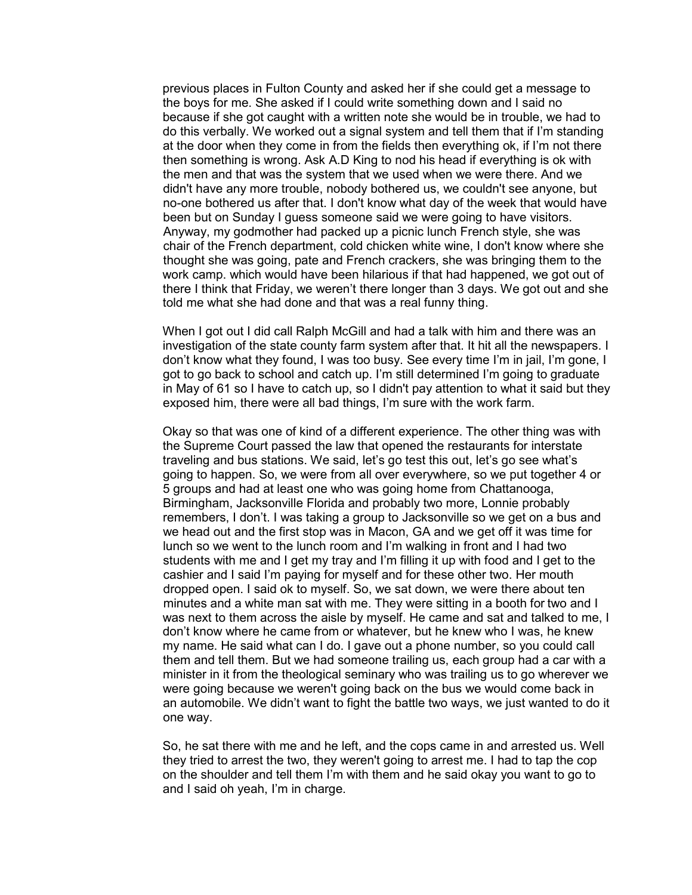previous places in Fulton County and asked her if she could get a message to the boys for me. She asked if I could write something down and I said no because if she got caught with a written note she would be in trouble, we had to do this verbally. We worked out a signal system and tell them that if I'm standing at the door when they come in from the fields then everything ok, if I'm not there then something is wrong. Ask A.D King to nod his head if everything is ok with the men and that was the system that we used when we were there. And we didn't have any more trouble, nobody bothered us, we couldn't see anyone, but no-one bothered us after that. I don't know what day of the week that would have been but on Sunday I guess someone said we were going to have visitors. Anyway, my godmother had packed up a picnic lunch French style, she was chair of the French department, cold chicken white wine, I don't know where she thought she was going, pate and French crackers, she was bringing them to the work camp. which would have been hilarious if that had happened, we got out of there I think that Friday, we weren't there longer than 3 days. We got out and she told me what she had done and that was a real funny thing.

When I got out I did call Ralph McGill and had a talk with him and there was an investigation of the state county farm system after that. It hit all the newspapers. I don't know what they found, I was too busy. See every time I'm in jail, I'm gone, I got to go back to school and catch up. I'm still determined I'm going to graduate in May of 61 so I have to catch up, so I didn't pay attention to what it said but they exposed him, there were all bad things, I'm sure with the work farm.

Okay so that was one of kind of a different experience. The other thing was with the Supreme Court passed the law that opened the restaurants for interstate traveling and bus stations. We said, let's go test this out, let's go see what's going to happen. So, we were from all over everywhere, so we put together 4 or 5 groups and had at least one who was going home from Chattanooga, Birmingham, Jacksonville Florida and probably two more, Lonnie probably remembers, I don't. I was taking a group to Jacksonville so we get on a bus and we head out and the first stop was in Macon, GA and we get off it was time for lunch so we went to the lunch room and I'm walking in front and I had two students with me and I get my tray and I'm filling it up with food and I get to the cashier and I said I'm paying for myself and for these other two. Her mouth dropped open. I said ok to myself. So, we sat down, we were there about ten minutes and a white man sat with me. They were sitting in a booth for two and I was next to them across the aisle by myself. He came and sat and talked to me, I don't know where he came from or whatever, but he knew who I was, he knew my name. He said what can I do. I gave out a phone number, so you could call them and tell them. But we had someone trailing us, each group had a car with a minister in it from the theological seminary who was trailing us to go wherever we were going because we weren't going back on the bus we would come back in an automobile. We didn't want to fight the battle two ways, we just wanted to do it one way.

So, he sat there with me and he left, and the cops came in and arrested us. Well they tried to arrest the two, they weren't going to arrest me. I had to tap the cop on the shoulder and tell them I'm with them and he said okay you want to go to and I said oh yeah, I'm in charge.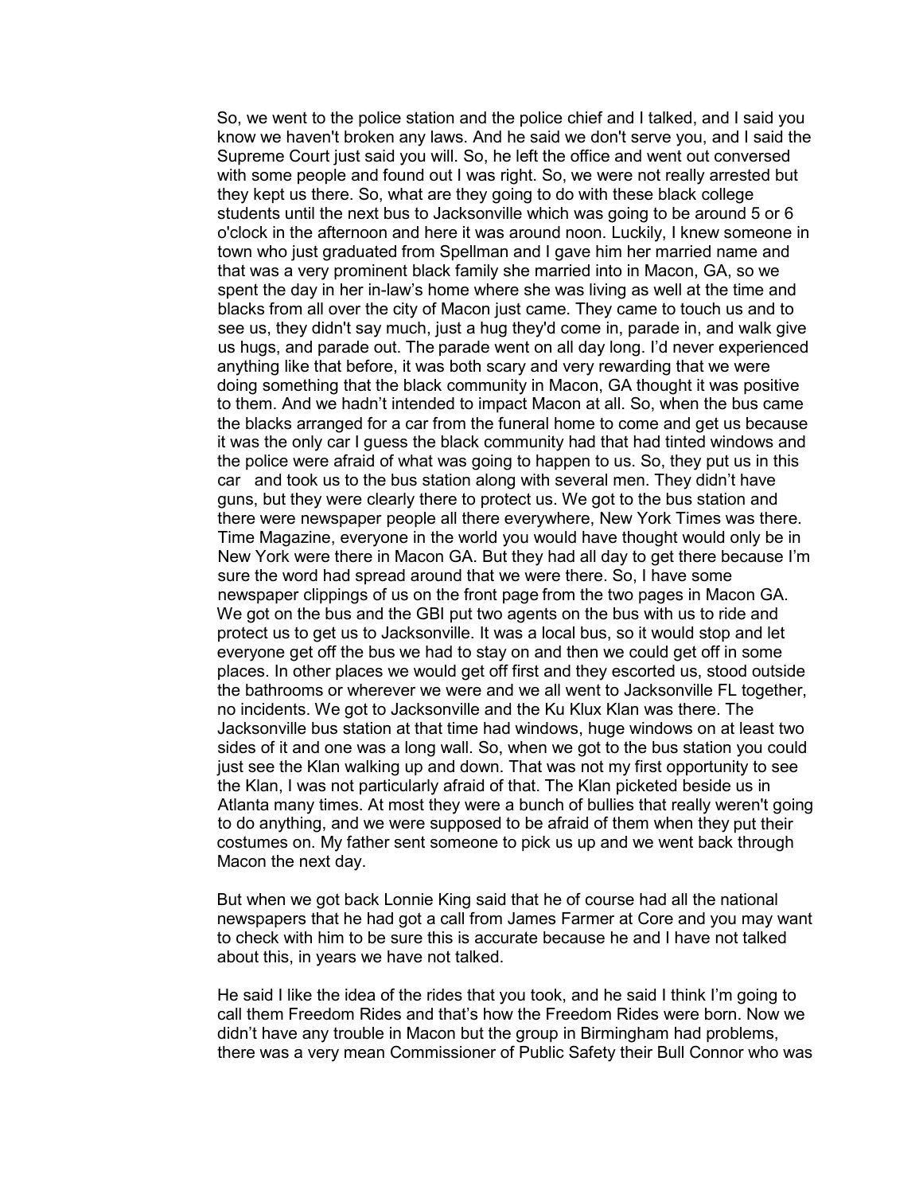So, we went to the police station and the police chief and I talked, and I said you know we haven't broken any laws. And he said we don't serve you, and I said the Supreme Court just said you will. So, he left the office and went out conversed with some people and found out I was right. So, we were not really arrested but they kept us there. So, what are they going to do with these black college students until the next bus to Jacksonville which was going to be around 5 or 6 o'clock in the afternoon and here it was around noon. Luckily, I knew someone in town who just graduated from Spellman and I gave him her married name and that was a very prominent black family she married into in Macon, GA, so we spent the day in her in-law's home where she was living as well at the time and blacks from all over the city of Macon just came. They came to touch us and to see us, they didn't say much, just a hug they'd come in, parade in, and walk give us hugs, and parade out. The parade went on all day long. I'd never experienced anything like that before, it was both scary and very rewarding that we were doing something that the black community in Macon, GA thought it was positive to them. And we hadn't intended to impact Macon at all. So, when the bus came the blacks arranged for a car from the funeral home to come and get us because it was the only car I guess the black community had that had tinted windows and the police were afraid of what was going to happen to us. So, they put us in this car and took us to the bus station along with several men. They didn't have guns, but they were clearly there to protect us. We got to the bus station and there were newspaper people all there everywhere, New York Times was there. Time Magazine, everyone in the world you would have thought would only be in New York were there in Macon GA. But they had all day to get there because I'm sure the word had spread around that we were there. So, I have some newspaper clippings of us on the front page from the two pages in Macon GA. We got on the bus and the GBI put two agents on the bus with us to ride and protect us to get us to Jacksonville. It was a local bus, so it would stop and let everyone get off the bus we had to stay on and then we could get off in some places. In other places we would get off first and they escorted us, stood outside the bathrooms or wherever we were and we all went to Jacksonville FL together, no incidents. We got to Jacksonville and the Ku Klux Klan was there. The Jacksonville bus station at that time had windows, huge windows on at least two sides of it and one was a long wall. So, when we got to the bus station you could just see the Klan walking up and down. That was not my first opportunity to see the Klan, I was not particularly afraid of that. The Klan picketed beside us in Atlanta many times. At most they were a bunch of bullies that really weren't going to do anything, and we were supposed to be afraid of them when they put their costumes on. My father sent someone to pick us up and we went back through Macon the next day.

But when we got back Lonnie King said that he of course had all the national newspapers that he had got a call from James Farmer at Core and you may want to check with him to be sure this is accurate because he and I have not talked about this, in years we have not talked.

He said I like the idea of the rides that you took, and he said I think I'm going to call them Freedom Rides and that's how the Freedom Rides were born. Now we didn't have any trouble in Macon but the group in Birmingham had problems, there was a very mean Commissioner of Public Safety their Bull Connor who was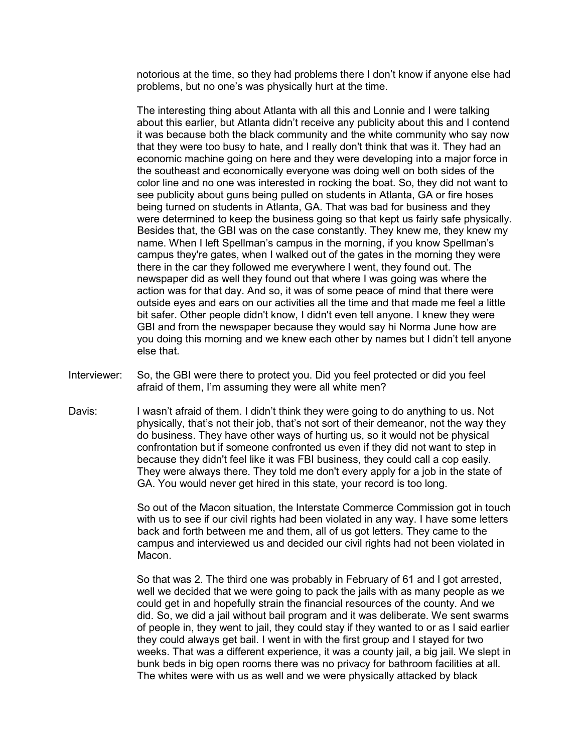notorious at the time, so they had problems there I don't know if anyone else had problems, but no one's was physically hurt at the time.

The interesting thing about Atlanta with all this and Lonnie and I were talking about this earlier, but Atlanta didn't receive any publicity about this and I contend it was because both the black community and the white community who say now that they were too busy to hate, and I really don't think that was it. They had an economic machine going on here and they were developing into a major force in the southeast and economically everyone was doing well on both sides of the color line and no one was interested in rocking the boat. So, they did not want to see publicity about guns being pulled on students in Atlanta, GA or fire hoses being turned on students in Atlanta, GA. That was bad for business and they were determined to keep the business going so that kept us fairly safe physically. Besides that, the GBI was on the case constantly. They knew me, they knew my name. When I left Spellman's campus in the morning, if you know Spellman's campus they're gates, when I walked out of the gates in the morning they were there in the car they followed me everywhere I went, they found out. The newspaper did as well they found out that where I was going was where the action was for that day. And so, it was of some peace of mind that there were outside eyes and ears on our activities all the time and that made me feel a little bit safer. Other people didn't know, I didn't even tell anyone. I knew they were GBI and from the newspaper because they would say hi Norma June how are you doing this morning and we knew each other by names but I didn't tell anyone else that.

Interviewer: So, the GBI were there to protect you. Did you feel protected or did you feel afraid of them, I'm assuming they were all white men?

Davis: I wasn't afraid of them. I didn't think they were going to do anything to us. Not physically, that's not their job, that's not sort of their demeanor, not the way they do business. They have other ways of hurting us, so it would not be physical confrontation but if someone confronted us even if they did not want to step in because they didn't feel like it was FBI business, they could call a cop easily. They were always there. They told me don't every apply for a job in the state of GA. You would never get hired in this state, your record is too long.

So out of the Macon situation, the Interstate Commerce Commission got in touch with us to see if our civil rights had been violated in any way. I have some letters back and forth between me and them, all of us got letters. They came to the campus and interviewed us and decided our civil rights had not been violated in Macon.

So that was 2. The third one was probably in February of 61 and I got arrested, well we decided that we were going to pack the jails with as many people as we could get in and hopefully strain the financial resources of the county. And we did. So, we did a jail without bail program and it was deliberate. We sent swarms of people in, they went to jail, they could stay if they wanted to or as I said earlier they could always get bail. I went in with the first group and I stayed for two weeks. That was a different experience, it was a county jail, a big jail. We slept in bunk beds in big open rooms there was no privacy for bathroom facilities at all. The whites were with us as well and we were physically attacked by black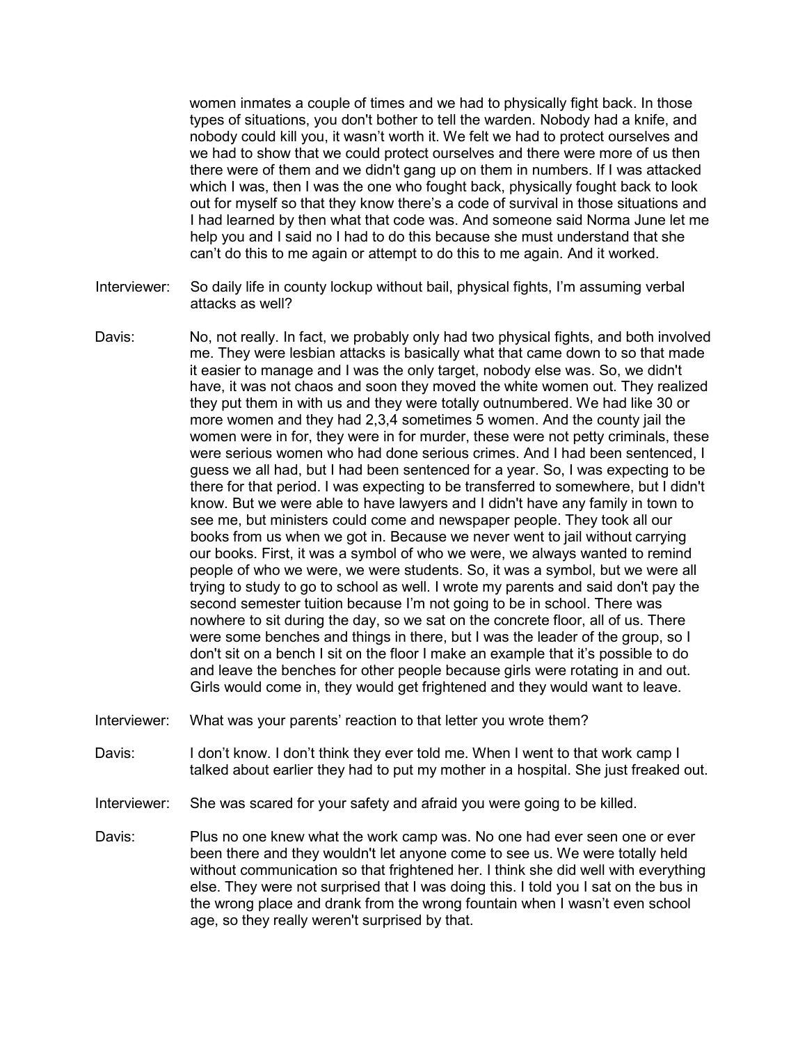women inmates a couple of times and we had to physically fight back. In those types of situations, you don't bother to tell the warden. Nobody had a knife, and nobody could kill you, it wasn't worth it. We felt we had to protect ourselves and we had to show that we could protect ourselves and there were more of us then there were of them and we didn't gang up on them in numbers. If I was attacked which I was, then I was the one who fought back, physically fought back to look out for myself so that they know there's a code of survival in those situations and I had learned by then what that code was. And someone said Norma June let me help you and I said no I had to do this because she must understand that she can't do this to me again or attempt to do this to me again. And it worked.

Interviewer: So daily life in county lockup without bail, physical fights, I'm assuming verbal attacks as well?

Davis: No, not really. In fact, we probably only had two physical fights, and both involved me. They were lesbian attacks is basically what that came down to so that made it easier to manage and I was the only target, nobody else was. So, we didn't have, it was not chaos and soon they moved the white women out. They realized they put them in with us and they were totally outnumbered. We had like 30 or more women and they had 2,3,4 sometimes 5 women. And the county jail the women were in for, they were in for murder, these were not petty criminals, these were serious women who had done serious crimes. And I had been sentenced, I guess we all had, but I had been sentenced for a year. So, I was expecting to be there for that period. I was expecting to be transferred to somewhere, but I didn't know. But we were able to have lawyers and I didn't have any family in town to see me, but ministers could come and newspaper people. They took all our books from us when we got in. Because we never went to jail without carrying our books. First, it was a symbol of who we were, we always wanted to remind people of who we were, we were students. So, it was a symbol, but we were all trying to study to go to school as well. I wrote my parents and said don't pay the second semester tuition because I'm not going to be in school. There was nowhere to sit during the day, so we sat on the concrete floor, all of us. There were some benches and things in there, but I was the leader of the group, so I don't sit on a bench I sit on the floor I make an example that it's possible to do and leave the benches for other people because girls were rotating in and out. Girls would come in, they would get frightened and they would want to leave.

Interviewer: What was your parents' reaction to that letter you wrote them?

Davis: I don't know. I don't think they ever told me. When I went to that work camp I talked about earlier they had to put my mother in a hospital. She just freaked out.

Interviewer: She was scared for your safety and afraid you were going to be killed.

Davis: Plus no one knew what the work camp was. No one had ever seen one or ever been there and they wouldn't let anyone come to see us. We were totally held without communication so that frightened her. I think she did well with everything else. They were not surprised that I was doing this. I told you I sat on the bus in the wrong place and drank from the wrong fountain when I wasn't even school age, so they really weren't surprised by that.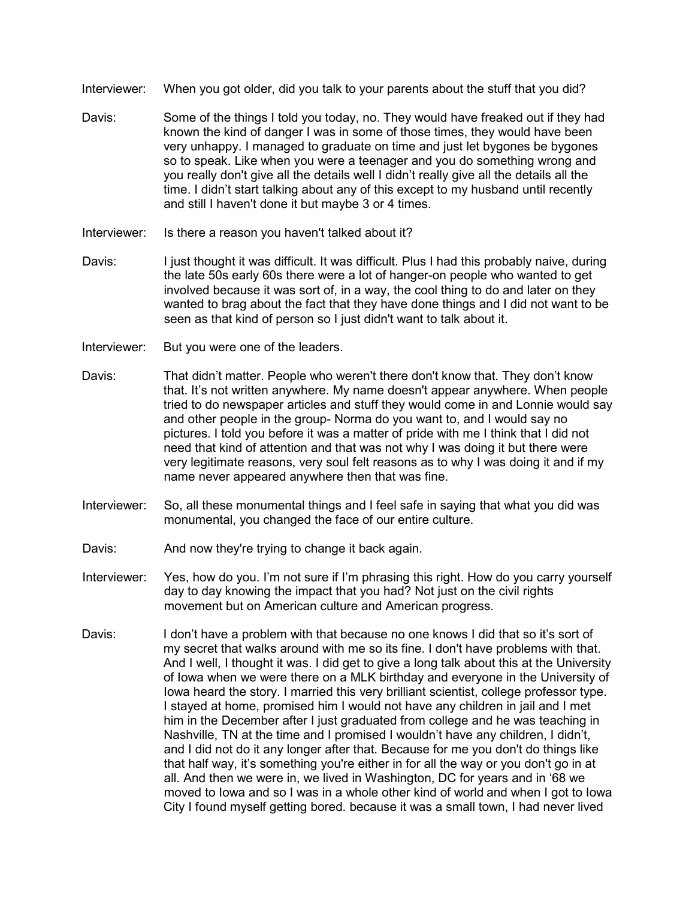Interviewer: When you got older, did you talk to your parents about the stuff that you did?

Davis: Some of the things I told you today, no. They would have freaked out if they had known the kind of danger I was in some of those times, they would have been very unhappy. I managed to graduate on time and just let bygones be bygones so to speak. Like when you were a teenager and you do something wrong and you really don't give all the details well I didn't really give all the details all the time. I didn't start talking about any of this except to my husband until recently and still I haven't done it but maybe 3 or 4 times.

Interviewer: Is there a reason you haven't talked about it?

Davis: I just thought it was difficult. It was difficult. Plus I had this probably naive, during the late 50s early 60s there were a lot of hanger-on people who wanted to get involved because it was sort of, in a way, the cool thing to do and later on they wanted to brag about the fact that they have done things and I did not want to be seen as that kind of person so I just didn't want to talk about it.

Interviewer: But you were one of the leaders.

Davis: That didn't matter. People who weren't there don't know that. They don't know that. It's not written anywhere. My name doesn't appear anywhere. When people tried to do newspaper articles and stuff they would come in and Lonnie would say and other people in the group- Norma do you want to, and I would say no pictures. I told you before it was a matter of pride with me I think that I did not need that kind of attention and that was not why I was doing it but there were very legitimate reasons, very soul felt reasons as to why I was doing it and if my name never appeared anywhere then that was fine.

Interviewer: So, all these monumental things and I feel safe in saying that what you did was monumental, you changed the face of our entire culture.

Davis: And now they're trying to change it back again.

Interviewer: Yes, how do you. I'm not sure if I'm phrasing this right. How do you carry yourself day to day knowing the impact that you had? Not just on the civil rights movement but on American culture and American progress.

Davis: I don't have a problem with that because no one knows I did that so it's sort of my secret that walks around with me so its fine. I don't have problems with that. And I well, I thought it was. I did get to give a long talk about this at the University of Iowa when we were there on a MLK birthday and everyone in the University of Iowa heard the story. I married this very brilliant scientist, college professor type. I stayed at home, promised him I would not have any children in jail and I met him in the December after I just graduated from college and he was teaching in Nashville, TN at the time and I promised I wouldn't have any children, I didn't, and I did not do it any longer after that. Because for me you don't do things like that half way, it's something you're either in for all the way or you don't go in at all. And then we were in, we lived in Washington, DC for years and in '68 we moved to Iowa and so I was in a whole other kind of world and when I got to Iowa City I found myself getting bored. because it was a small town, I had never lived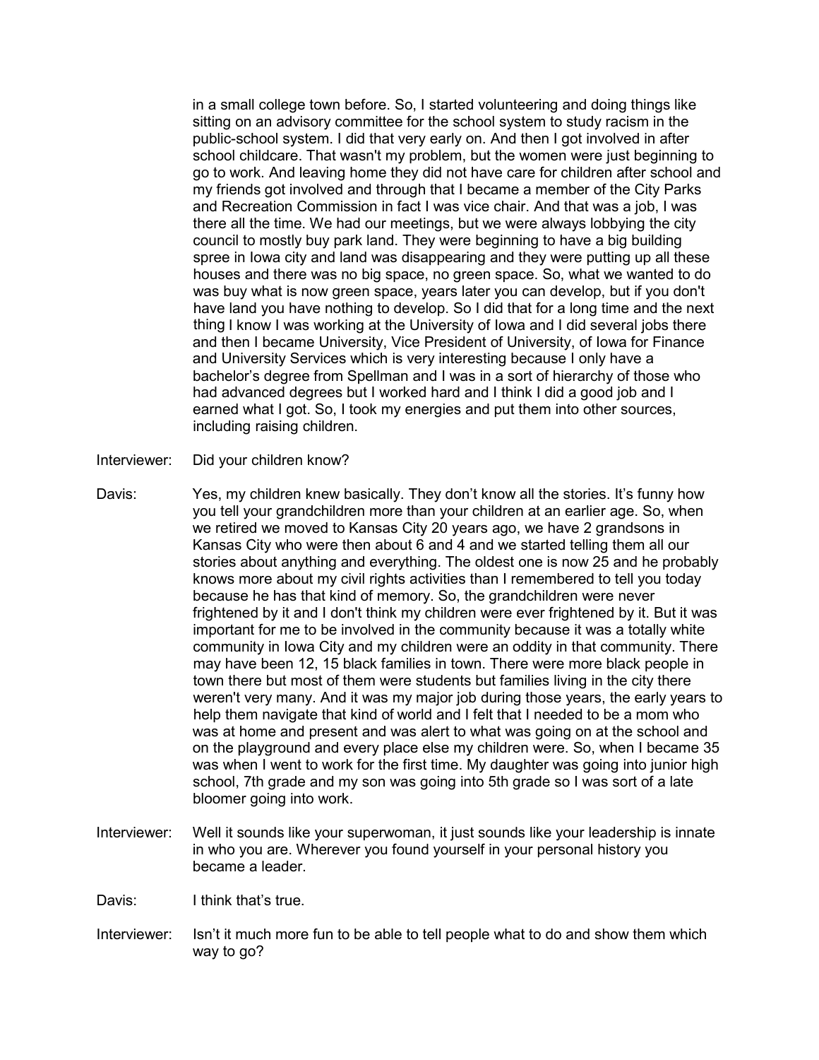in a small college town before. So, I started volunteering and doing things like sitting on an advisory committee for the school system to study racism in the public-school system. I did that very early on. And then I got involved in after school childcare. That wasn't my problem, but the women were just beginning to go to work. And leaving home they did not have care for children after school and my friends got involved and through that I became a member of the City Parks and Recreation Commission in fact I was vice chair. And that was a job, I was there all the time. We had our meetings, but we were always lobbying the city council to mostly buy park land. They were beginning to have a big building spree in Iowa city and land was disappearing and they were putting up all these houses and there was no big space, no green space. So, what we wanted to do was buy what is now green space, years later you can develop, but if you don't have land you have nothing to develop. So I did that for a long time and the next thing I know I was working at the University of Iowa and I did several jobs there and then I became University, Vice President of University, of Iowa for Finance and University Services which is very interesting because I only have a bachelor's degree from Spellman and I was in a sort of hierarchy of those who had advanced degrees but I worked hard and I think I did a good job and I earned what I got. So, I took my energies and put them into other sources, including raising children.

Interviewer: Did your children know?

Davis: Yes, my children knew basically. They don't know all the stories. It's funny how you tell your grandchildren more than your children at an earlier age. So, when we retired we moved to Kansas City 20 years ago, we have 2 grandsons in Kansas City who were then about 6 and 4 and we started telling them all our stories about anything and everything. The oldest one is now 25 and he probably knows more about my civil rights activities than I remembered to tell you today because he has that kind of memory. So, the grandchildren were never frightened by it and I don't think my children were ever frightened by it. But it was important for me to be involved in the community because it was a totally white community in Iowa City and my children were an oddity in that community. There may have been 12, 15 black families in town. There were more black people in town there but most of them were students but families living in the city there weren't very many. And it was my major job during those years, the early years to help them navigate that kind of world and I felt that I needed to be a mom who was at home and present and was alert to what was going on at the school and on the playground and every place else my children were. So, when I became 35 was when I went to work for the first time. My daughter was going into junior high school, 7th grade and my son was going into 5th grade so I was sort of a late bloomer going into work.

Interviewer: Well it sounds like your superwoman, it just sounds like your leadership is innate in who you are. Wherever you found yourself in your personal history you became a leader.

Davis: I think that's true.

Interviewer: Isn't it much more fun to be able to tell people what to do and show them which way to go?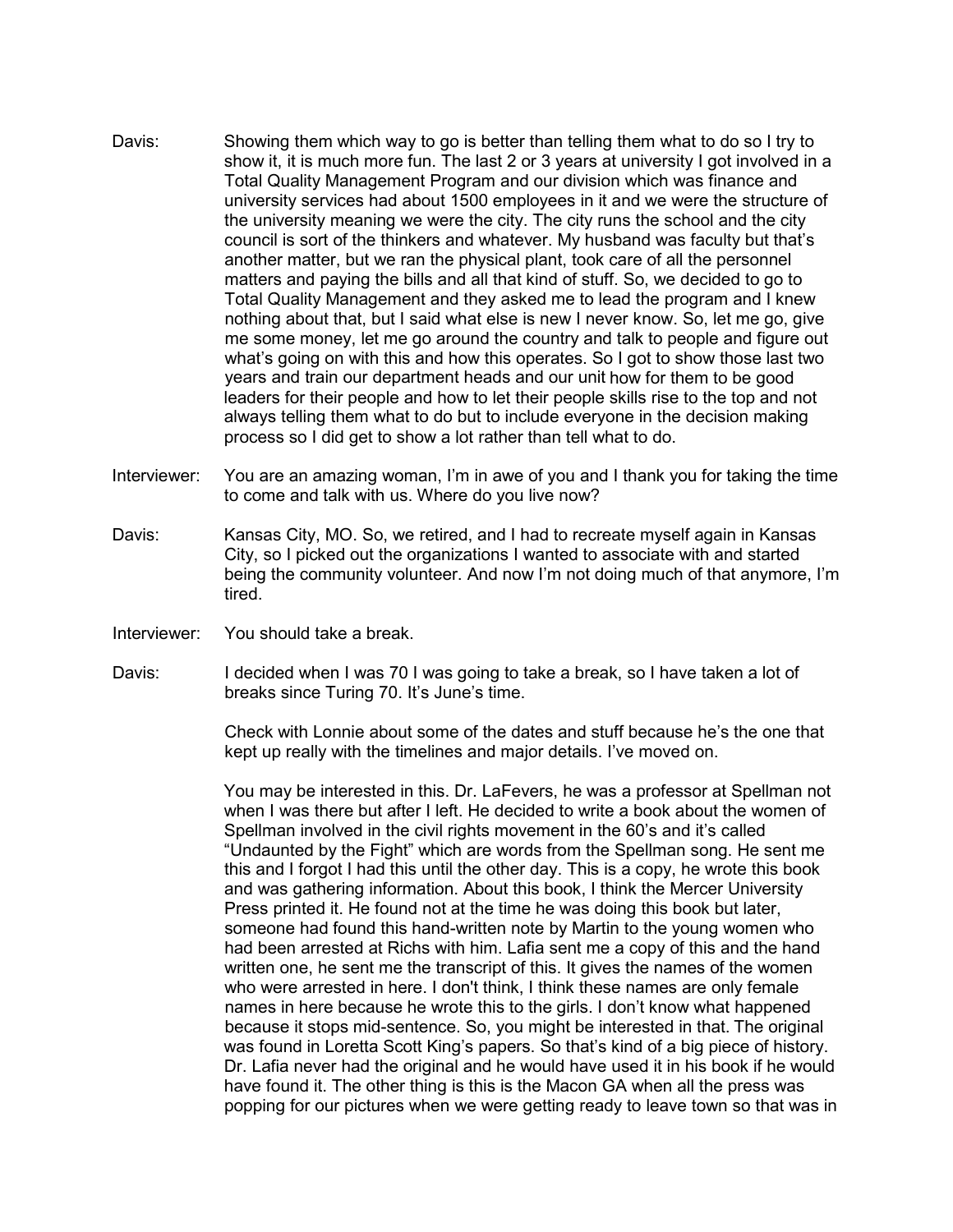Davis: Showing them which way to go is better than telling them what to do so I try to show it, it is much more fun. The last 2 or 3 years at university I got involved in a Total Quality Management Program and our division which was finance and university services had about 1500 employees in it and we were the structure of the university meaning we were the city. The city runs the school and the city council is sort of the thinkers and whatever. My husband was faculty but that's another matter, but we ran the physical plant, took care of all the personnel matters and paying the bills and all that kind of stuff. So, we decided to go to Total Quality Management and they asked me to lead the program and I knew nothing about that, but I said what else is new I never know. So, let me go, give me some money, let me go around the country and talk to people and figure out what's going on with this and how this operates. So I got to show those last two years and train our department heads and our unit how for them to be good leaders for their people and how to let their people skills rise to the top and not always telling them what to do but to include everyone in the decision making process so I did get to show a lot rather than tell what to do.

Interviewer: You are an amazing woman, I'm in awe of you and I thank you for taking the time to come and talk with us. Where do you live now?

Davis: Kansas City, MO. So, we retired, and I had to recreate myself again in Kansas City, so I picked out the organizations I wanted to associate with and started being the community volunteer. And now I'm not doing much of that anymore, I'm tired.

Interviewer: You should take a break.

Davis: I decided when I was 70 I was going to take a break, so I have taken a lot of breaks since Turing 70. It's June's time.

Check with Lonnie about some of the dates and stuff because he's the one that kept up really with the timelines and major details. I've moved on.

You may be interested in this. Dr. LaFevers, he was a professor at Spellman not when I was there but after I left. He decided to write a book about the women of Spellman involved in the civil rights movement in the 60's and it's called "Undaunted by the Fight" which are words from the Spellman song. He sent me this and I forgot I had this until the other day. This is a copy, he wrote this book and was gathering information. About this book, I think the Mercer University Press printed it. He found not at the time he was doing this book but later, someone had found this hand-written note by Martin to the young women who had been arrested at Richs with him. Lafia sent me a copy of this and the hand written one, he sent me the transcript of this. It gives the names of the women who were arrested in here. I don't think, I think these names are only female names in here because he wrote this to the girls. I don't know what happened because it stops mid-sentence. So, you might be interested in that. The original was found in Loretta Scott King's papers. So that's kind of a big piece of history. Dr. Lafia never had the original and he would have used it in his book if he would have found it. The other thing is this is the Macon GA when all the press was popping for our pictures when we were getting ready to leave town so that was in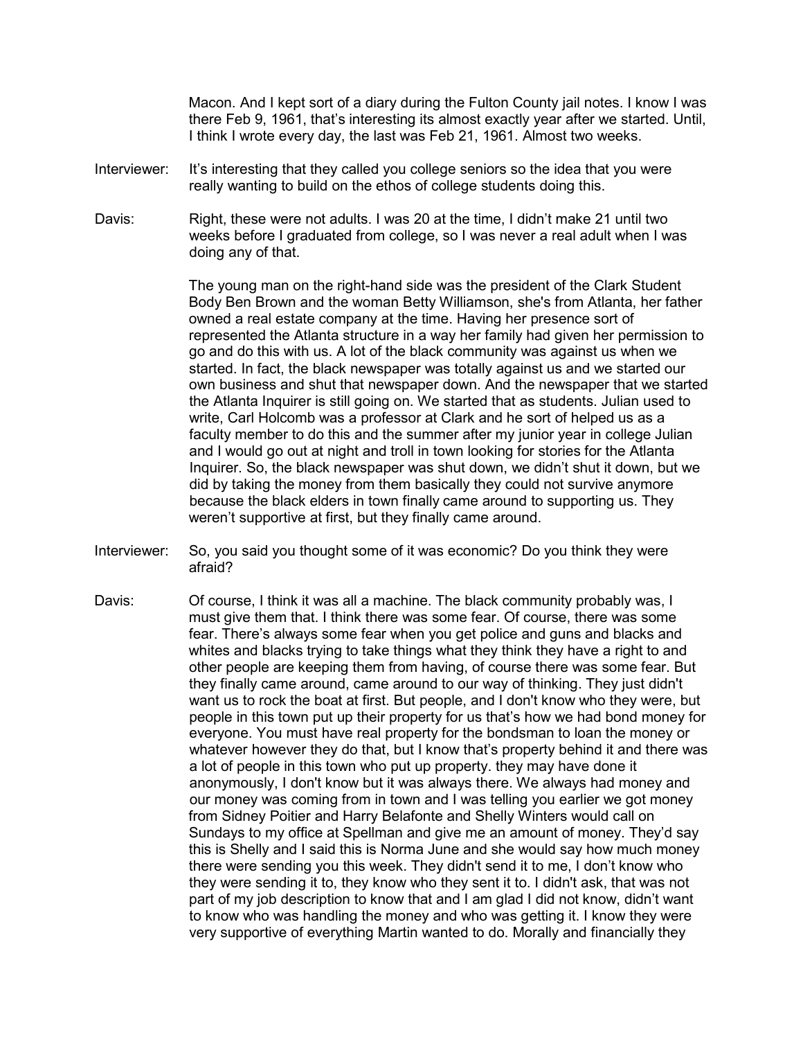Macon. And I kept sort of a diary during the Fulton County jail notes. I know I was there Feb 9, 1961, that's interesting its almost exactly year after we started. Until, I think I wrote every day, the last was Feb 21, 1961. Almost two weeks.

Interviewer: It's interesting that they called you college seniors so the idea that you were really wanting to build on the ethos of college students doing this.

Davis: Right, these were not adults. I was 20 at the time, I didn't make 21 until two weeks before I graduated from college, so I was never a real adult when I was doing any of that.

The young man on the right-hand side was the president of the Clark Student Body Ben Brown and the woman Betty Williamson, she's from Atlanta, her father owned a real estate company at the time. Having her presence sort of represented the Atlanta structure in a way her family had given her permission to go and do this with us. A lot of the black community was against us when we started. In fact, the black newspaper was totally against us and we started our own business and shut that newspaper down. And the newspaper that we started the Atlanta Inquirer is still going on. We started that as students. Julian used to write, Carl Holcomb was a professor at Clark and he sort of helped us as a faculty member to do this and the summer after my junior year in college Julian and I would go out at night and troll in town looking for stories for the Atlanta Inquirer. So, the black newspaper was shut down, we didn't shut it down, but we did by taking the money from them basically they could not survive anymore because the black elders in town finally came around to supporting us. They weren't supportive at first, but they finally came around.

Interviewer: So, you said you thought some of it was economic? Do you think they were afraid?

Davis: Of course, I think it was all a machine. The black community probably was, I must give them that. I think there was some fear. Of course, there was some fear. There's always some fear when you get police and guns and blacks and whites and blacks trying to take things what they think they have a right to and other people are keeping them from having, of course there was some fear. But they finally came around, came around to our way of thinking. They just didn't want us to rock the boat at first. But people, and I don't know who they were, but people in this town put up their property for us that's how we had bond money for everyone. You must have real property for the bondsman to loan the money or whatever however they do that, but I know that's property behind it and there was a lot of people in this town who put up property. they may have done it anonymously, I don't know but it was always there. We always had money and our money was coming from in town and I was telling you earlier we got money from Sidney Poitier and Harry Belafonte and Shelly Winters would call on Sundays to my office at Spellman and give me an amount of money. They'd say this is Shelly and I said this is Norma June and she would say how much money there were sending you this week. They didn't send it to me, I don't know who they were sending it to, they know who they sent it to. I didn't ask, that was not part of my job description to know that and I am glad I did not know, didn't want to know who was handling the money and who was getting it. I know they were very supportive of everything Martin wanted to do. Morally and financially they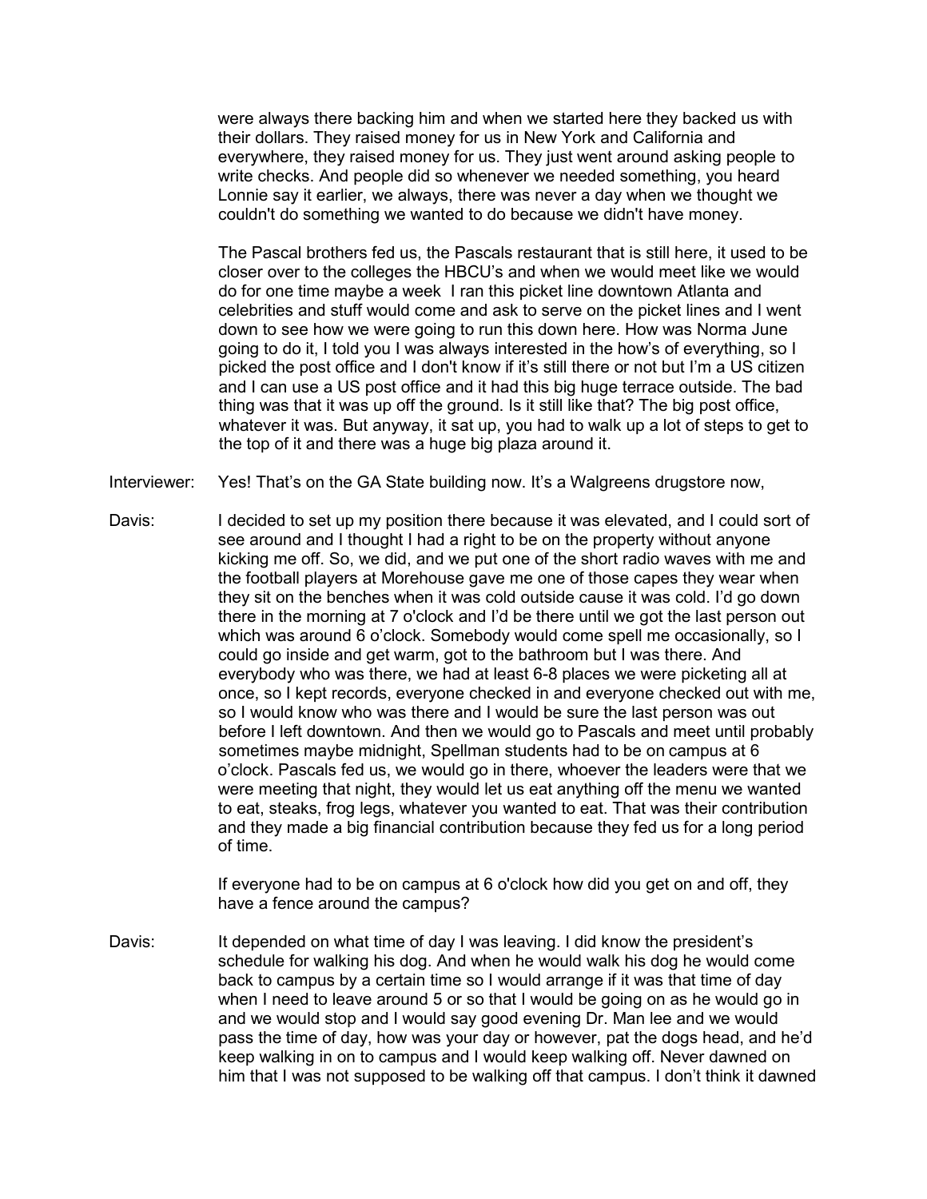were always there backing him and when we started here they backed us with their dollars. They raised money for us in New York and California and everywhere, they raised money for us. They just went around asking people to write checks. And people did so whenever we needed something, you heard Lonnie say it earlier, we always, there was never a day when we thought we couldn't do something we wanted to do because we didn't have money.

The Pascal brothers fed us, the Pascals restaurant that is still here, it used to be closer over to the colleges the HBCU's and when we would meet like we would do for one time maybe a week I ran this picket line downtown Atlanta and celebrities and stuff would come and ask to serve on the picket lines and I went down to see how we were going to run this down here. How was Norma June going to do it, I told you I was always interested in the how's of everything, so I picked the post office and I don't know if it's still there or not but I'm a US citizen and I can use a US post office and it had this big huge terrace outside. The bad thing was that it was up off the ground. Is it still like that? The big post office, whatever it was. But anyway, it sat up, you had to walk up a lot of steps to get to the top of it and there was a huge big plaza around it.

Interviewer: Yes! That's on the GA State building now. It's a Walgreens drugstore now,

Davis: I decided to set up my position there because it was elevated, and I could sort of see around and I thought I had a right to be on the property without anyone kicking me off. So, we did, and we put one of the short radio waves with me and the football players at Morehouse gave me one of those capes they wear when they sit on the benches when it was cold outside cause it was cold. I'd go down there in the morning at 7 o'clock and I'd be there until we got the last person out which was around 6 o'clock. Somebody would come spell me occasionally, so I could go inside and get warm, got to the bathroom but I was there. And everybody who was there, we had at least 6-8 places we were picketing all at once, so I kept records, everyone checked in and everyone checked out with me, so I would know who was there and I would be sure the last person was out before I left downtown. And then we would go to Pascals and meet until probably sometimes maybe midnight, Spellman students had to be on campus at 6 o'clock. Pascals fed us, we would go in there, whoever the leaders were that we were meeting that night, they would let us eat anything off the menu we wanted to eat, steaks, frog legs, whatever you wanted to eat. That was their contribution and they made a big financial contribution because they fed us for a long period of time.

If everyone had to be on campus at 6 o'clock how did you get on and off, they have a fence around the campus?

Davis: It depended on what time of day I was leaving. I did know the president's schedule for walking his dog. And when he would walk his dog he would come back to campus by a certain time so I would arrange if it was that time of day when I need to leave around 5 or so that I would be going on as he would go in and we would stop and I would say good evening Dr. Man lee and we would pass the time of day, how was your day or however, pat the dogs head, and he'd keep walking in on to campus and I would keep walking off. Never dawned on him that I was not supposed to be walking off that campus. I don't think it dawned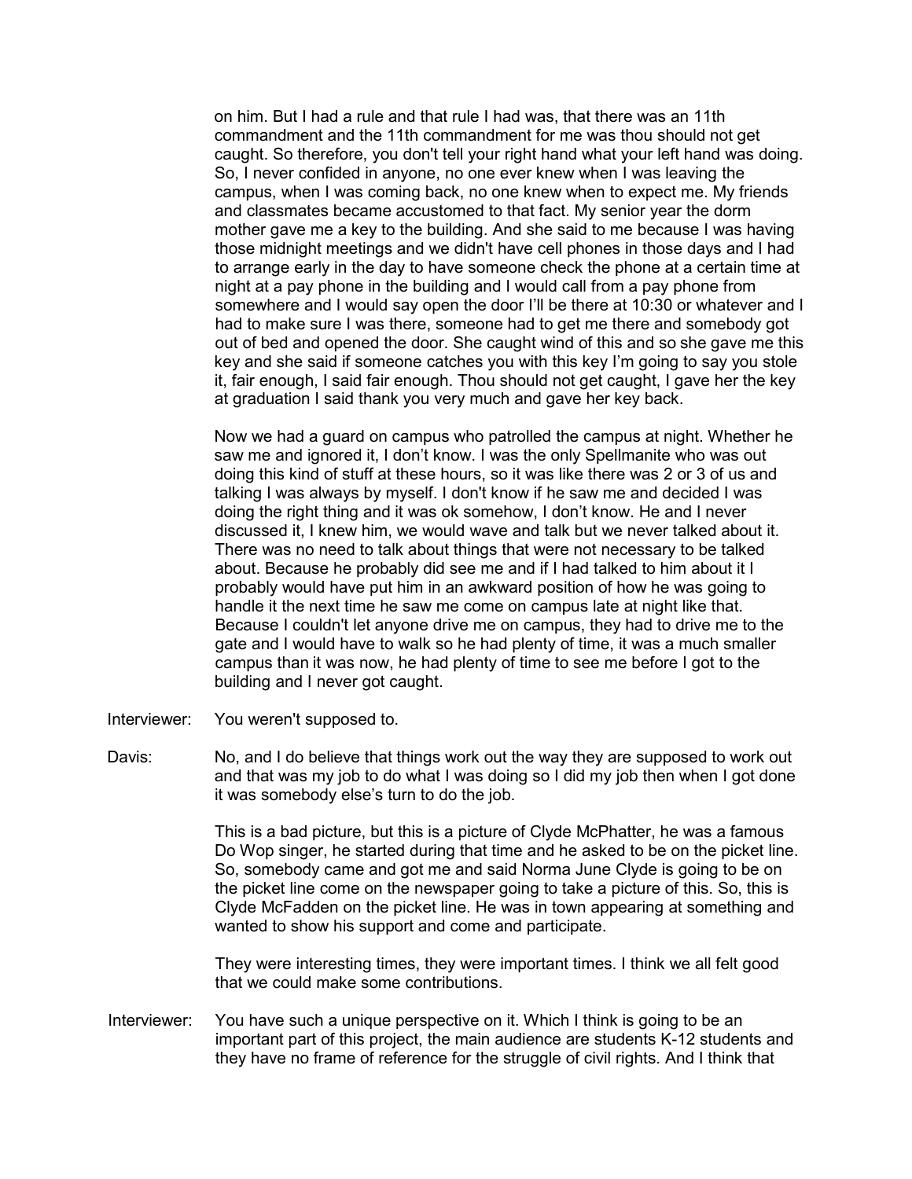on him. But I had a rule and that rule I had was, that there was an 11th commandment and the 11th commandment for me was thou should not get caught. So therefore, you don't tell your right hand what your left hand was doing. So, I never confided in anyone, no one ever knew when I was leaving the campus, when I was coming back, no one knew when to expect me. My friends and classmates became accustomed to that fact. My senior year the dorm mother gave me a key to the building. And she said to me because I was having those midnight meetings and we didn't have cell phones in those days and I had to arrange early in the day to have someone check the phone at a certain time at night at a pay phone in the building and I would call from a pay phone from somewhere and I would say open the door I'll be there at 10:30 or whatever and I had to make sure I was there, someone had to get me there and somebody got out of bed and opened the door. She caught wind of this and so she gave me this key and she said if someone catches you with this key I'm going to say you stole it, fair enough, I said fair enough. Thou should not get caught, I gave her the key at graduation I said thank you very much and gave her key back.

Now we had a guard on campus who patrolled the campus at night. Whether he saw me and ignored it, I don't know. I was the only Spellmanite who was out doing this kind of stuff at these hours, so it was like there was 2 or 3 of us and talking I was always by myself. I don't know if he saw me and decided I was doing the right thing and it was ok somehow, I don't know. He and I never discussed it, I knew him, we would wave and talk but we never talked about it. There was no need to talk about things that were not necessary to be talked about. Because he probably did see me and if I had talked to him about it I probably would have put him in an awkward position of how he was going to handle it the next time he saw me come on campus late at night like that. Because I couldn't let anyone drive me on campus, they had to drive me to the gate and I would have to walk so he had plenty of time, it was a much smaller campus than it was now, he had plenty of time to see me before I got to the building and I never got caught.

Interviewer: You weren't supposed to.

Davis: No, and I do believe that things work out the way they are supposed to work out and that was my job to do what I was doing so I did my job then when I got done it was somebody else's turn to do the job.

This is a bad picture, but this is a picture of Clyde McPhatter, he was a famous Do Wop singer, he started during that time and he asked to be on the picket line. So, somebody came and got me and said Norma June Clyde is going to be on the picket line come on the newspaper going to take a picture of this. So, this is Clyde McFadden on the picket line. He was in town appearing at something and wanted to show his support and come and participate.

They were interesting times, they were important times. I think we all felt good that we could make some contributions.

Interviewer: You have such a unique perspective on it. Which I think is going to be an important part of this project, the main audience are students K-12 students and they have no frame of reference for the struggle of civil rights. And I think that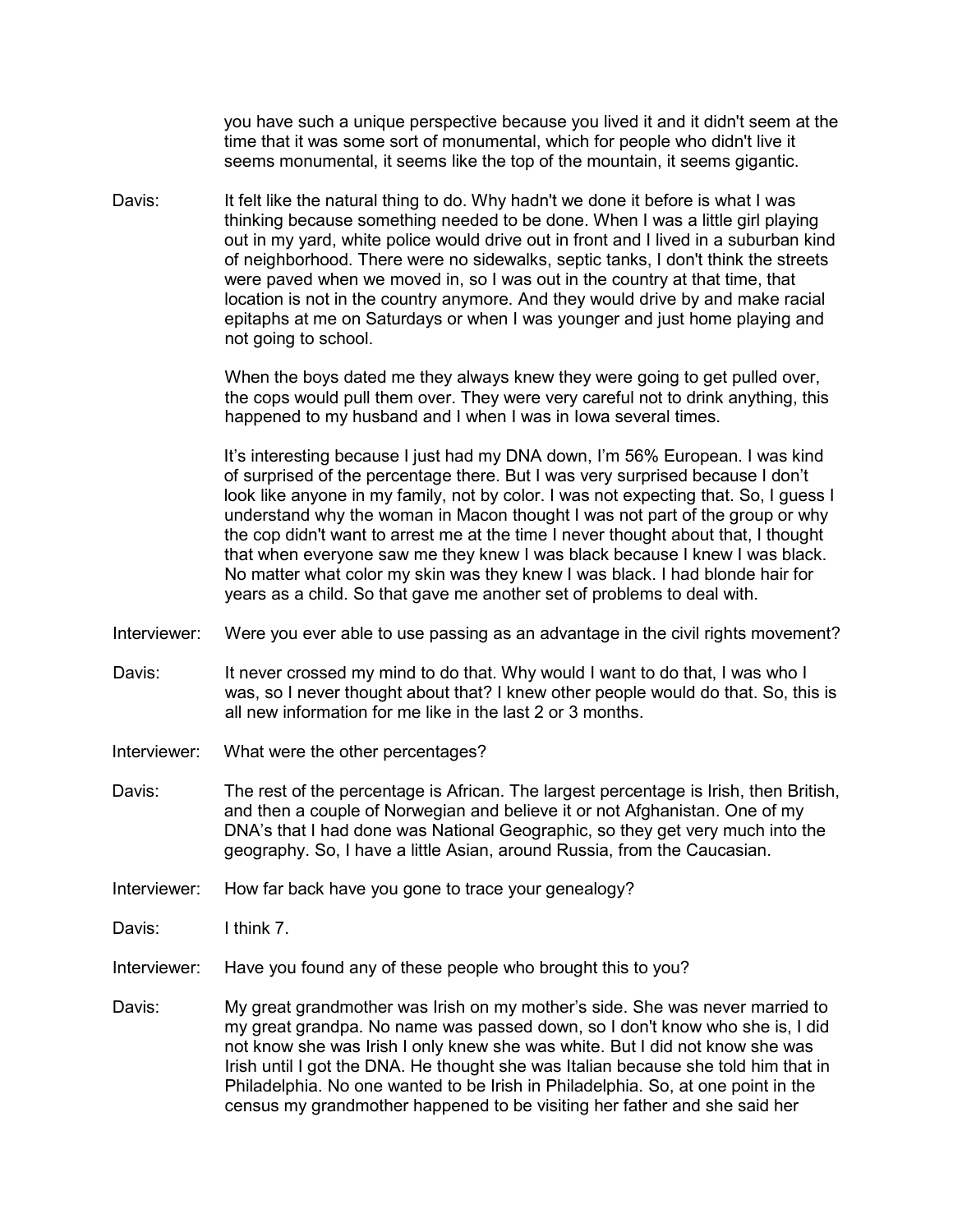you have such a unique perspective because you lived it and it didn't seem at the time that it was some sort of monumental, which for people who didn't live it seems monumental, it seems like the top of the mountain, it seems gigantic.

Davis: It felt like the natural thing to do. Why hadn't we done it before is what I was thinking because something needed to be done. When I was a little girl playing out in my yard, white police would drive out in front and I lived in a suburban kind of neighborhood. There were no sidewalks, septic tanks, I don't think the streets were paved when we moved in, so I was out in the country at that time, that location is not in the country anymore. And they would drive by and make racial epitaphs at me on Saturdays or when I was younger and just home playing and not going to school.

When the boys dated me they always knew they were going to get pulled over, the cops would pull them over. They were very careful not to drink anything, this happened to my husband and I when I was in Iowa several times.

It's interesting because I just had my DNA down, I'm 56% European. I was kind of surprised of the percentage there. But I was very surprised because I don't look like anyone in my family, not by color. I was not expecting that. So, I guess I understand why the woman in Macon thought I was not part of the group or why the cop didn't want to arrest me at the time I never thought about that, I thought that when everyone saw me they knew I was black because I knew I was black. No matter what color my skin was they knew I was black. I had blonde hair for years as a child. So that gave me another set of problems to deal with.

Interviewer: Were you ever able to use passing as an advantage in the civil rights movement?

Davis: It never crossed my mind to do that. Why would I want to do that, I was who I was, so I never thought about that? I knew other people would do that. So, this is all new information for me like in the last 2 or 3 months.

Interviewer: What were the other percentages?

Davis: The rest of the percentage is African. The largest percentage is Irish, then British, and then a couple of Norwegian and believe it or not Afghanistan. One of my DNA's that I had done was National Geographic, so they get very much into the geography. So, I have a little Asian, around Russia, from the Caucasian.

Interviewer: How far back have you gone to trace your genealogy?

Davis: I think 7.

Interviewer: Have you found any of these people who brought this to you?

Davis: My great grandmother was Irish on my mother's side. She was never married to my great grandpa. No name was passed down, so I don't know who she is, I did not know she was Irish I only knew she was white. But I did not know she was Irish until I got the DNA. He thought she was Italian because she told him that in Philadelphia. No one wanted to be Irish in Philadelphia. So, at one point in the census my grandmother happened to be visiting her father and she said her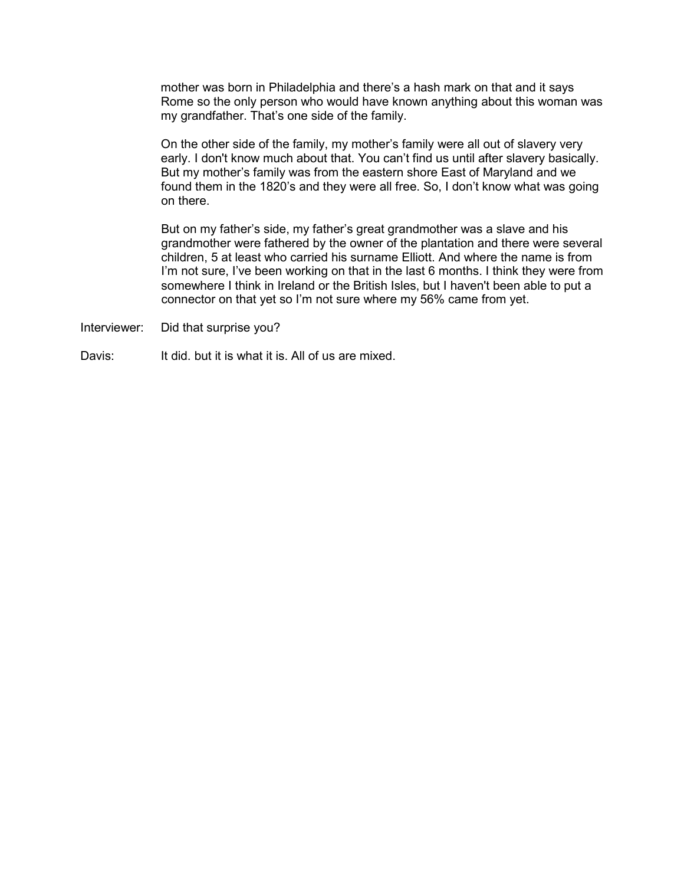mother was born in Philadelphia and there's a hash mark on that and it says Rome so the only person who would have known anything about this woman was my grandfather. That's one side of the family.

On the other side of the family, my mother's family were all out of slavery very early. I don't know much about that. You can't find us until after slavery basically. But my mother's family was from the eastern shore East of Maryland and we found them in the 1820's and they were all free. So, I don't know what was going on there.

But on my father's side, my father's great grandmother was a slave and his grandmother were fathered by the owner of the plantation and there were several children, 5 at least who carried his surname Elliott. And where the name is from I'm not sure, I've been working on that in the last 6 months. I think they were from somewhere I think in Ireland or the British Isles, but I haven't been able to put a connector on that yet so I'm not sure where my 56% came from yet.

Interviewer: Did that surprise you?

Davis: It did. but it is what it is. All of us are mixed.